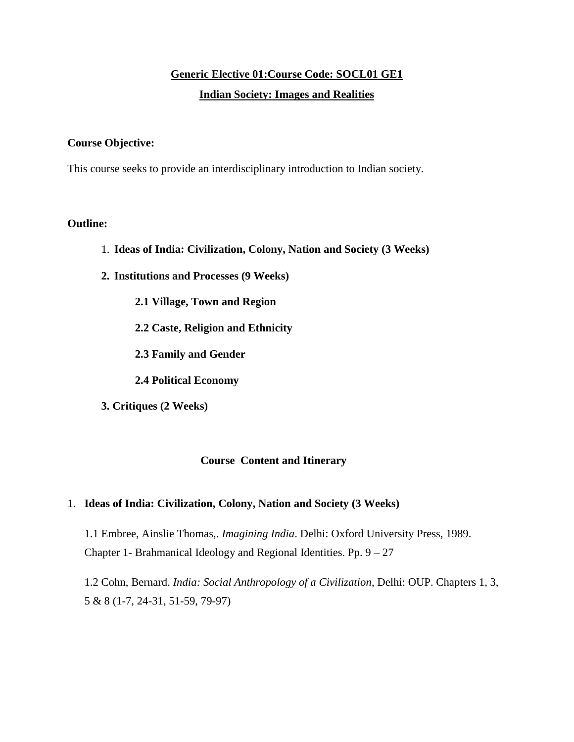**Generic Elective 01:Course Code: SOCL01 GE1**

**Indian Society: Images and Realities**

**Course Objective:**

This course seeks to provide an interdisciplinary introduction to Indian society.

**Outline:**

1. **Ideas of India: Civilization, Colony, Nation and Society (3 Weeks)**
2. **Institutions and Processes (9 Weeks)**
   - **2.1 Village, Town and Region**
   - **2.2 Caste, Religion and Ethnicity**
   - **2.3 Family and Gender**
   - **2.4 Political Economy**
3. **Critiques (2 Weeks)**

**Course Content and Itinerary**

1. **Ideas of India: Civilization, Colony, Nation and Society (3 Weeks)**

   1.1 Embree, Ainslie Thomas,. *Imagining India*. Delhi: Oxford University Press, 1989. Chapter 1- Brahmanical Ideology and Regional Identities. Pp. 9 – 27

   1.2 Cohn, Bernard. *India: Social Anthropology of a Civilization*, Delhi: OUP. Chapters 1, 3, 5 & 8 (1-7, 24-31, 51-59, 79-97)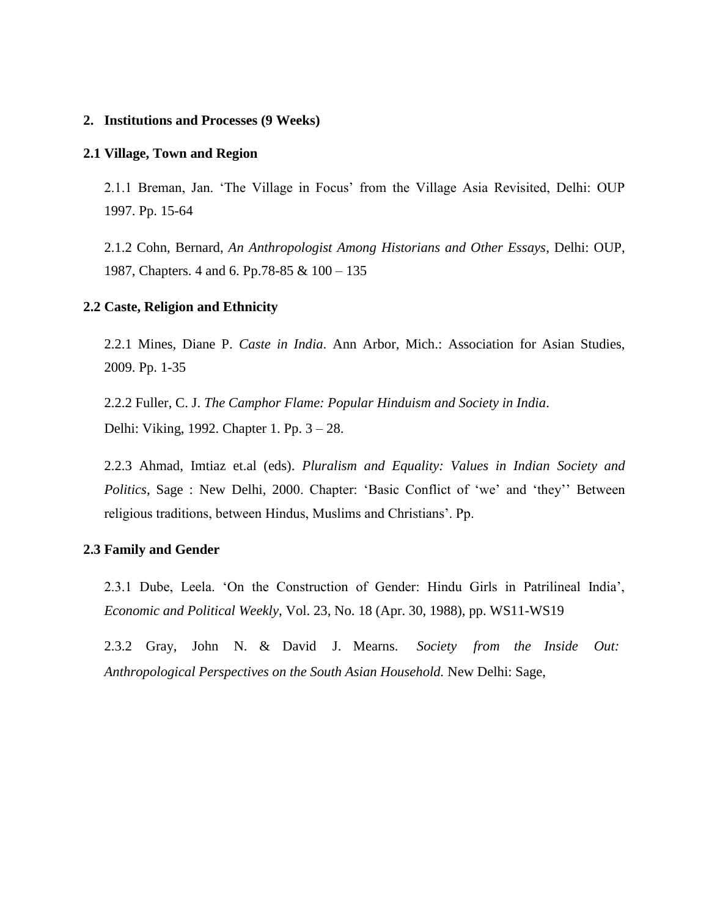## 2. Institutions and Processes (9 Weeks)

### 2.1 Village, Town and Region

2.1.1 Breman, Jan. 'The Village in Focus' from the Village Asia Revisited, Delhi: OUP 1997. Pp. 15-64

2.1.2 Cohn, Bernard, *An Anthropologist Among Historians and Other Essays*, Delhi: OUP, 1987, Chapters. 4 and 6. Pp.78-85 & 100 – 135

### 2.2 Caste, Religion and Ethnicity

2.2.1 Mines, Diane P. *Caste in India*. Ann Arbor, Mich.: Association for Asian Studies, 2009. Pp. 1-35

2.2.2 Fuller, C. J. *The Camphor Flame: Popular Hinduism and Society in India*. Delhi: Viking, 1992. Chapter 1. Pp. 3 – 28.

2.2.3 Ahmad, Imtiaz et.al (eds). *Pluralism and Equality: Values in Indian Society and Politics*, Sage : New Delhi, 2000. Chapter: 'Basic Conflict of 'we' and 'they'' Between religious traditions, between Hindus, Muslims and Christians'. Pp.

### 2.3 Family and Gender

2.3.1 Dube, Leela. 'On the Construction of Gender: Hindu Girls in Patrilineal India', *Economic and Political Weekly*, Vol. 23, No. 18 (Apr. 30, 1988), pp. WS11-WS19

2.3.2 Gray, John N. & David J. Mearns. *Society from the Inside Out: Anthropological Perspectives on the South Asian Household.* New Delhi: Sage,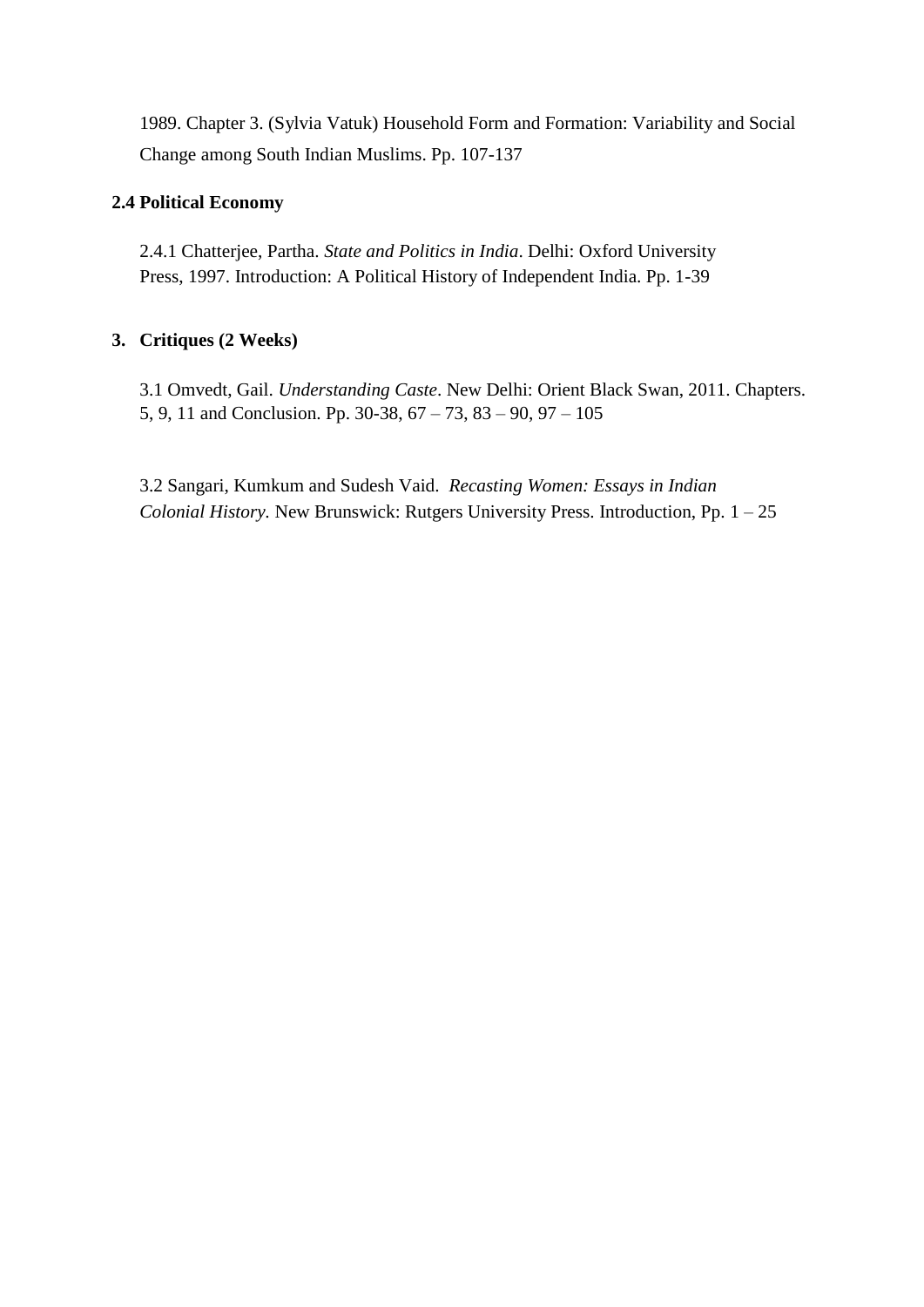1989. Chapter 3. (Sylvia Vatuk) Household Form and Formation: Variability and Social Change among South Indian Muslims. Pp. 107-137

**2.4 Political Economy**

2.4.1 Chatterjee, Partha. *State and Politics in India*. Delhi: Oxford University Press, 1997. Introduction: A Political History of Independent India. Pp. 1-39

**3. Critiques (2 Weeks)**

3.1 Omvedt, Gail. *Understanding Caste*. New Delhi: Orient Black Swan, 2011. Chapters. 5, 9, 11 and Conclusion. Pp. 30-38, 67 – 73, 83 – 90, 97 – 105

3.2 Sangari, Kumkum and Sudesh Vaid. *Recasting Women: Essays in Indian Colonial History*. New Brunswick: Rutgers University Press. Introduction, Pp. 1 – 25